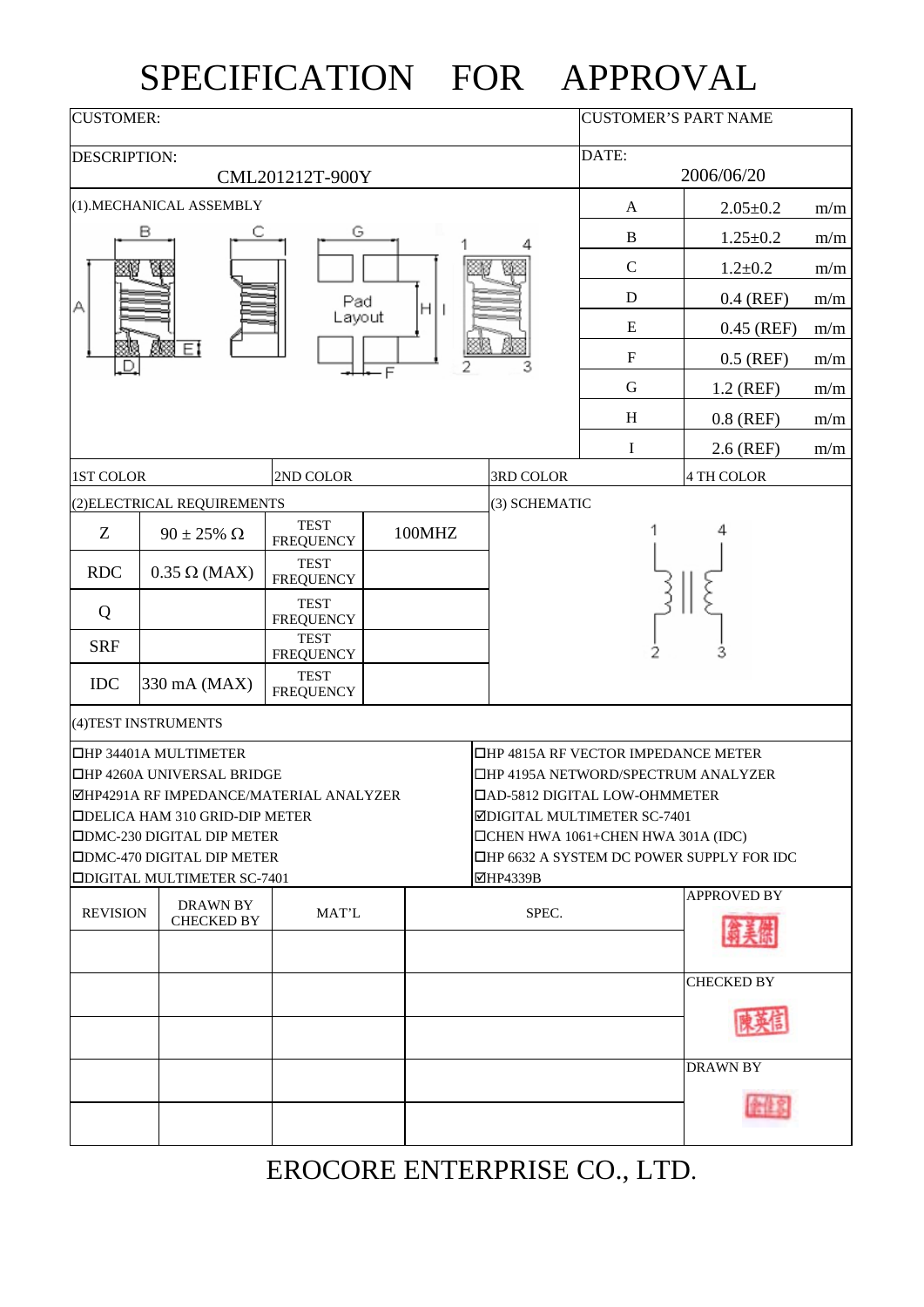# SPECIFICATION FOR APPROVAL

| CUSTOMER: | CUSTOMER'S PART NAME |
|---|---|
| DESCRIPTION: CML201212T-900Y | DATE: 2006/06/20 |

(1).MECHANICAL ASSEMBLY

| | | |
|---|---|---|
| A | 2.05±0.2 | m/m |
| B | 1.25±0.2 | m/m |
| C | 1.2±0.2 | m/m |
| D | 0.4 (REF) | m/m |
| E | 0.45 (REF) | m/m |
| F | 0.5 (REF) | m/m |
| G | 1.2 (REF) | m/m |
| H | 0.8 (REF) | m/m |
| I | 2.6 (REF) | m/m |

| 1ST COLOR | 2ND COLOR | 3RD COLOR | 4 TH COLOR |
|---|---|---|---|

(2)ELECTRICAL REQUIREMENTS

| | | | |
|---|---|---|---|
| Z | 90 ± 25% Ω | TEST FREQUENCY | 100MHZ |
| RDC | 0.35 Ω (MAX) | TEST FREQUENCY | |
| Q | | TEST FREQUENCY | |
| SRF | | TEST FREQUENCY | |
| IDC | 330 mA (MAX) | TEST FREQUENCY | |

(3) SCHEMATIC

(4)TEST INSTRUMENTS

- ☐HP 34401A MULTIMETER
- ☐HP 4260A UNIVERSAL BRIDGE
- ☑HP4291A RF IMPEDANCE/MATERIAL ANALYZER
- ☐DELICA HAM 310 GRID-DIP METER
- ☐DMC-230 DIGITAL DIP METER
- ☐DMC-470 DIGITAL DIP METER
- ☐DIGITAL MULTIMETER SC-7401
- ☐HP 4815A RF VECTOR IMPEDANCE METER
- ☐HP 4195A NETWORD/SPECTRUM ANALYZER
- ☐AD-5812 DIGITAL LOW-OHMMETER
- ☑DIGITAL MULTIMETER SC-7401
- ☐CHEN HWA 1061+CHEN HWA 301A (IDC)
- ☐HP 6632 A SYSTEM DC POWER SUPPLY FOR IDC
- ☑HP4339B

| REVISION | DRAWN BY CHECKED BY | MAT'L | SPEC. | APPROVED BY |
|---|---|---|---|---|
| | | | | |
| | | | | CHECKED BY |
| | | | | |
| | | | | DRAWN BY |
| | | | | |

EROCORE ENTERPRISE CO., LTD.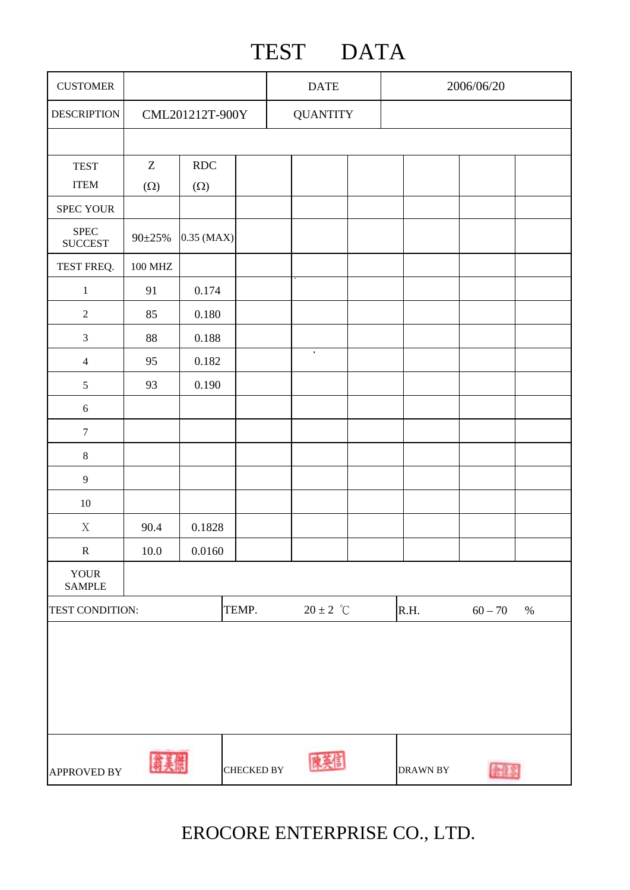# TEST DATA

| CUSTOMER | | DATE | 2006/06/20 |
|---|---|---|---|
| DESCRIPTION | CML201212T-900Y | QUANTITY | |

| TEST ITEM | Z (Ω) | RDC (Ω) | | | | | | |
|---|---|---|---|---|---|---|---|---|
| SPEC YOUR | | | | | | | | |
| SPEC SUCCEST | 90±25% | 0.35 (MAX) | | | | | | |
| TEST FREQ. | 100 MHZ | | | | | | | |
| 1 | 91 | 0.174 | | | | | | |
| 2 | 85 | 0.180 | | | | | | |
| 3 | 88 | 0.188 | | | | | | |
| 4 | 95 | 0.182 | | | | | | |
| 5 | 93 | 0.190 | | | | | | |
| 6 | | | | | | | | |
| 7 | | | | | | | | |
| 8 | | | | | | | | |
| 9 | | | | | | | | |
| 10 | | | | | | | | |
| X | 90.4 | 0.1828 | | | | | | |
| R | 10.0 | 0.0160 | | | | | | |
| YOUR SAMPLE | | | | | | | | |

| TEST CONDITION: | TEMP. | 20 ± 2 ℃ | R.H. | 60 – 70 % |
|---|---|---|---|---|

| APPROVED BY | 翁美傑 | CHECKED BY | 陳英信 | DRAWN BY | 翁佳宏 |
|---|---|---|---|---|---|

EROCORE ENTERPRISE CO., LTD.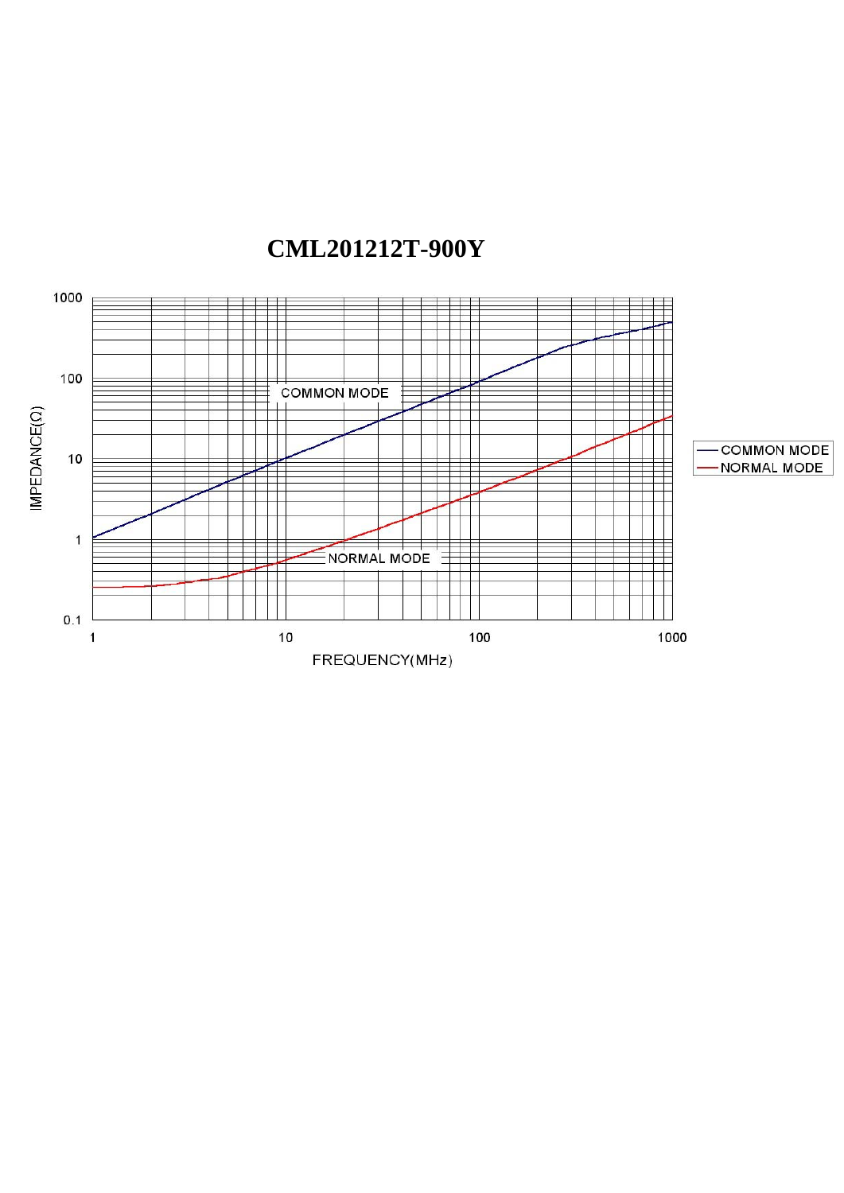# CML201212T-900Y

1000

100

10

1

0.1

IMPEDANCE(Ω)

1

10

100

1000

FREQUENCY(MHz)

COMMON MODE

NORMAL MODE

COMMON MODE

NORMAL MODE